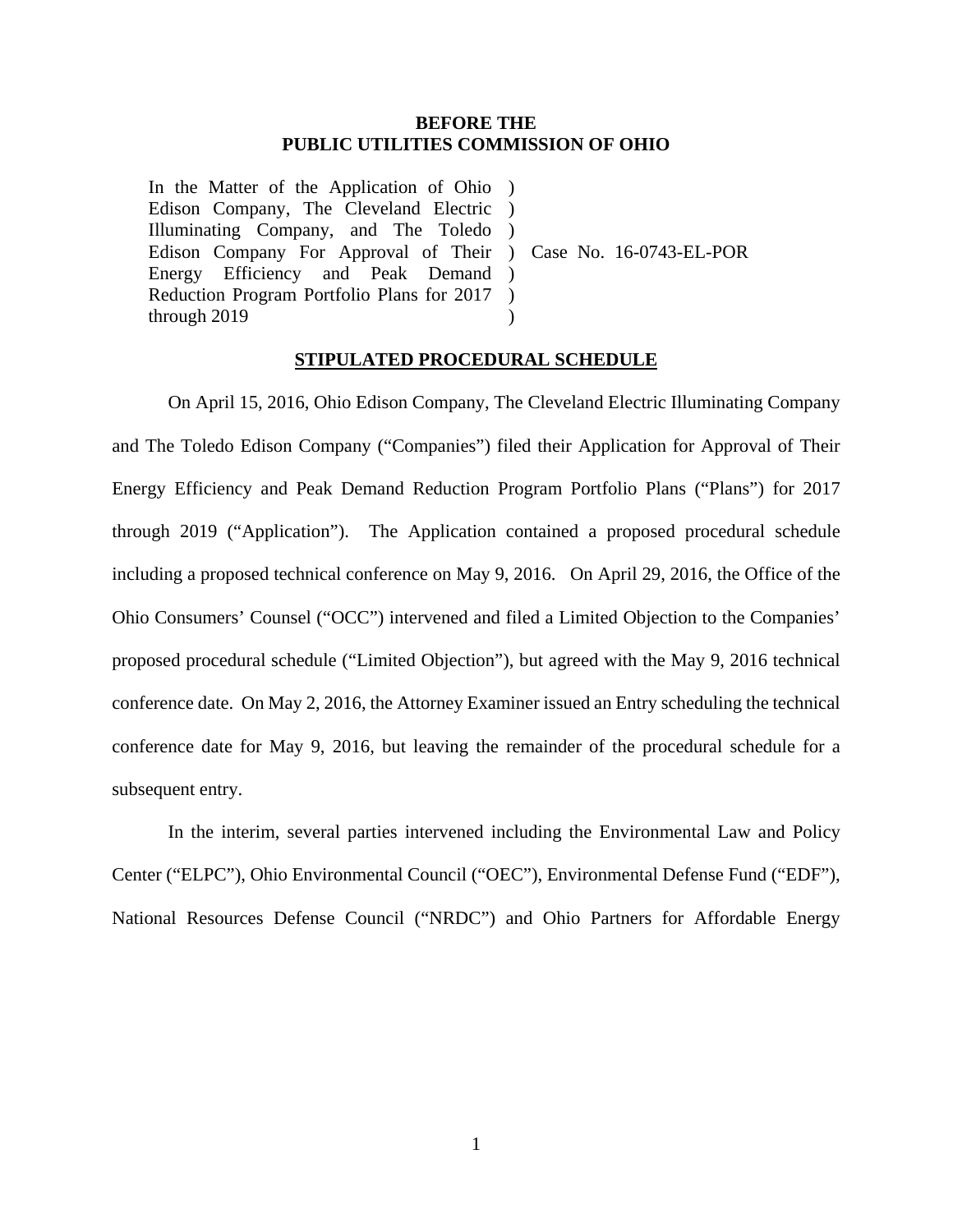**BEFORE THE**
**PUBLIC UTILITIES COMMISSION OF OHIO**

| | | |
|---|---|---|
| In the Matter of the Application of Ohio Edison Company, The Cleveland Electric Illuminating Company, and The Toledo Edison Company For Approval of Their Energy Efficiency and Peak Demand Reduction Program Portfolio Plans for 2017 through 2019 | ) ) ) ) ) ) ) | Case No. 16-0743-EL-POR |

**STIPULATED PROCEDURAL SCHEDULE**

On April 15, 2016, Ohio Edison Company, The Cleveland Electric Illuminating Company and The Toledo Edison Company ("Companies") filed their Application for Approval of Their Energy Efficiency and Peak Demand Reduction Program Portfolio Plans ("Plans") for 2017 through 2019 ("Application"). The Application contained a proposed procedural schedule including a proposed technical conference on May 9, 2016. On April 29, 2016, the Office of the Ohio Consumers' Counsel ("OCC") intervened and filed a Limited Objection to the Companies' proposed procedural schedule ("Limited Objection"), but agreed with the May 9, 2016 technical conference date. On May 2, 2016, the Attorney Examiner issued an Entry scheduling the technical conference date for May 9, 2016, but leaving the remainder of the procedural schedule for a subsequent entry.

In the interim, several parties intervened including the Environmental Law and Policy Center ("ELPC"), Ohio Environmental Council ("OEC"), Environmental Defense Fund ("EDF"), National Resources Defense Council ("NRDC") and Ohio Partners for Affordable Energy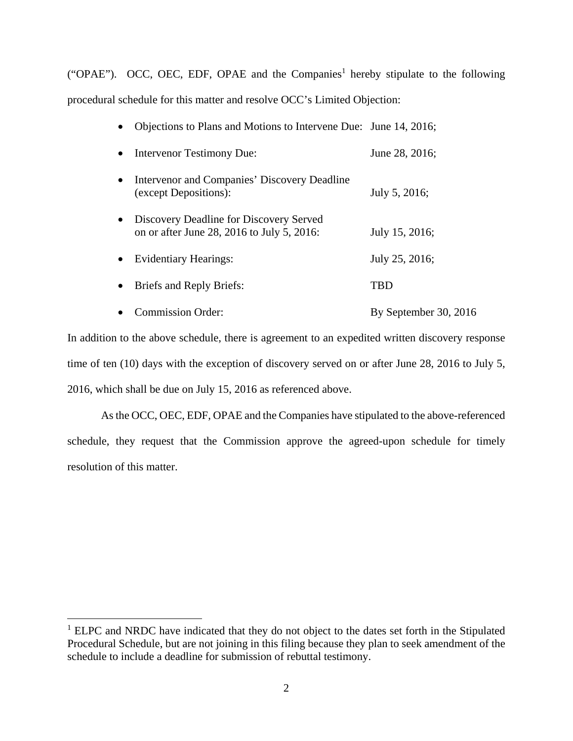("OPAE"). OCC, OEC, EDF, OPAE and the Companies[1] hereby stipulate to the following procedural schedule for this matter and resolve OCC's Limited Objection:

- Objections to Plans and Motions to Intervene Due: June 14, 2016;
- Intervenor Testimony Due: June 28, 2016;
- Intervenor and Companies' Discovery Deadline (except Depositions): July 5, 2016;
- Discovery Deadline for Discovery Served on or after June 28, 2016 to July 5, 2016: July 15, 2016;
- Evidentiary Hearings: July 25, 2016;
- Briefs and Reply Briefs: TBD
- Commission Order: By September 30, 2016

In addition to the above schedule, there is agreement to an expedited written discovery response time of ten (10) days with the exception of discovery served on or after June 28, 2016 to July 5, 2016, which shall be due on July 15, 2016 as referenced above.

As the OCC, OEC, EDF, OPAE and the Companies have stipulated to the above-referenced schedule, they request that the Commission approve the agreed-upon schedule for timely resolution of this matter.

---

[1] ELPC and NRDC have indicated that they do not object to the dates set forth in the Stipulated Procedural Schedule, but are not joining in this filing because they plan to seek amendment of the schedule to include a deadline for submission of rebuttal testimony.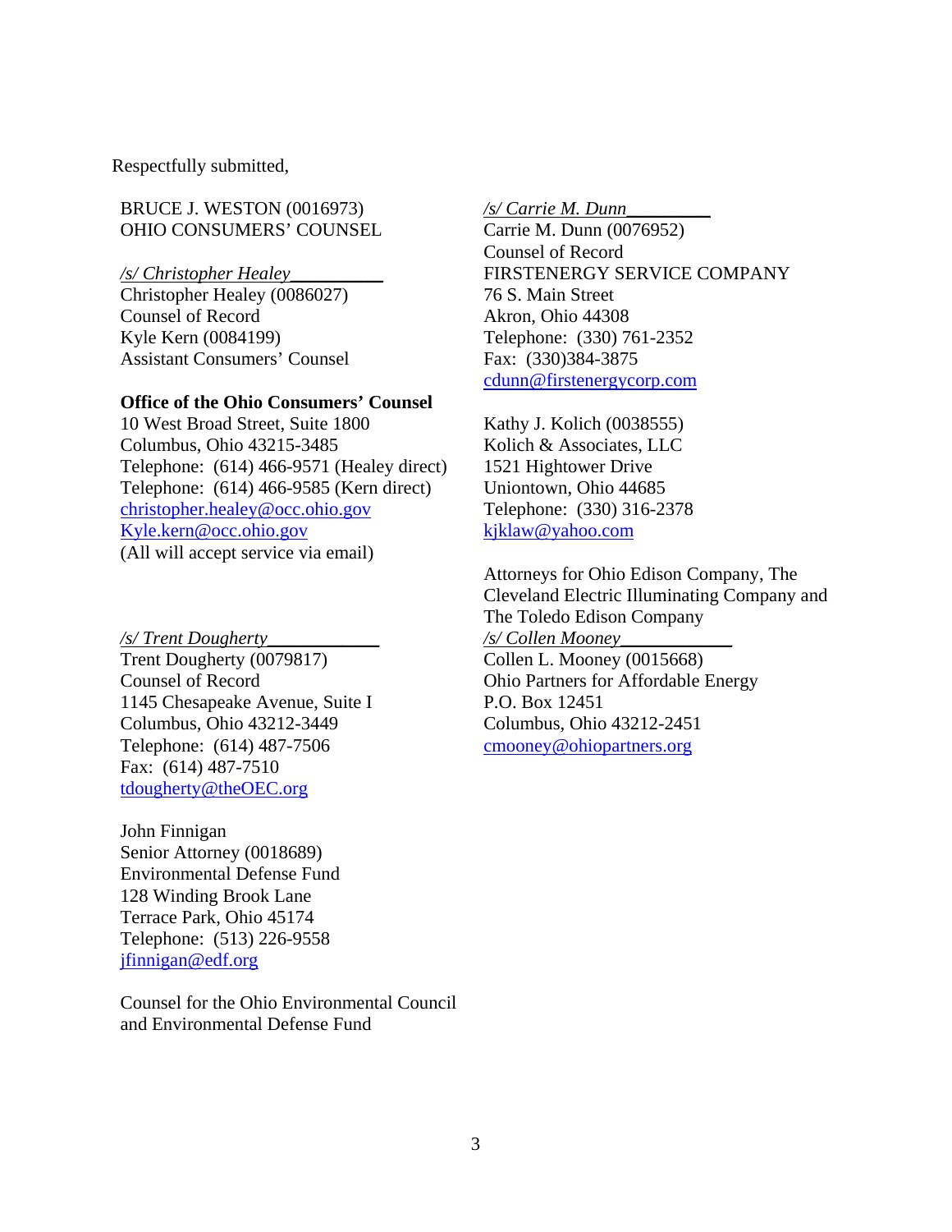Respectfully submitted,

BRUCE J. WESTON (0016973)
OHIO CONSUMERS' COUNSEL

*/s/ Christopher Healey*\_\_\_\_\_\_\_\_\_\_
Christopher Healey (0086027)
Counsel of Record
Kyle Kern (0084199)
Assistant Consumers' Counsel

**Office of the Ohio Consumers' Counsel**
10 West Broad Street, Suite 1800
Columbus, Ohio 43215-3485
Telephone: (614) 466-9571 (Healey direct)
Telephone: (614) 466-9585 (Kern direct)
christopher.healey@occ.ohio.gov
Kyle.kern@occ.ohio.gov
(All will accept service via email)

*/s/ Trent Dougherty*\_\_\_\_\_\_\_\_\_\_\_\_
Trent Dougherty (0079817)
Counsel of Record
1145 Chesapeake Avenue, Suite I
Columbus, Ohio 43212-3449
Telephone: (614) 487-7506
Fax: (614) 487-7510
tdougherty@theOEC.org

John Finnigan
Senior Attorney (0018689)
Environmental Defense Fund
128 Winding Brook Lane
Terrace Park, Ohio 45174
Telephone: (513) 226-9558
jfinnigan@edf.org

Counsel for the Ohio Environmental Council
and Environmental Defense Fund

*/s/ Carrie M. Dunn*\_\_\_\_\_\_\_\_\_
Carrie M. Dunn (0076952)
Counsel of Record
FIRSTENERGY SERVICE COMPANY
76 S. Main Street
Akron, Ohio 44308
Telephone: (330) 761-2352
Fax: (330)384-3875
cdunn@firstenergycorp.com

Kathy J. Kolich (0038555)
Kolich & Associates, LLC
1521 Hightower Drive
Uniontown, Ohio 44685
Telephone: (330) 316-2378
kjklaw@yahoo.com

Attorneys for Ohio Edison Company, The
Cleveland Electric Illuminating Company and
The Toledo Edison Company

*/s/ Collen Mooney*\_\_\_\_\_\_\_\_\_\_\_\_
Collen L. Mooney (0015668)
Ohio Partners for Affordable Energy
P.O. Box 12451
Columbus, Ohio 43212-2451
cmooney@ohiopartners.org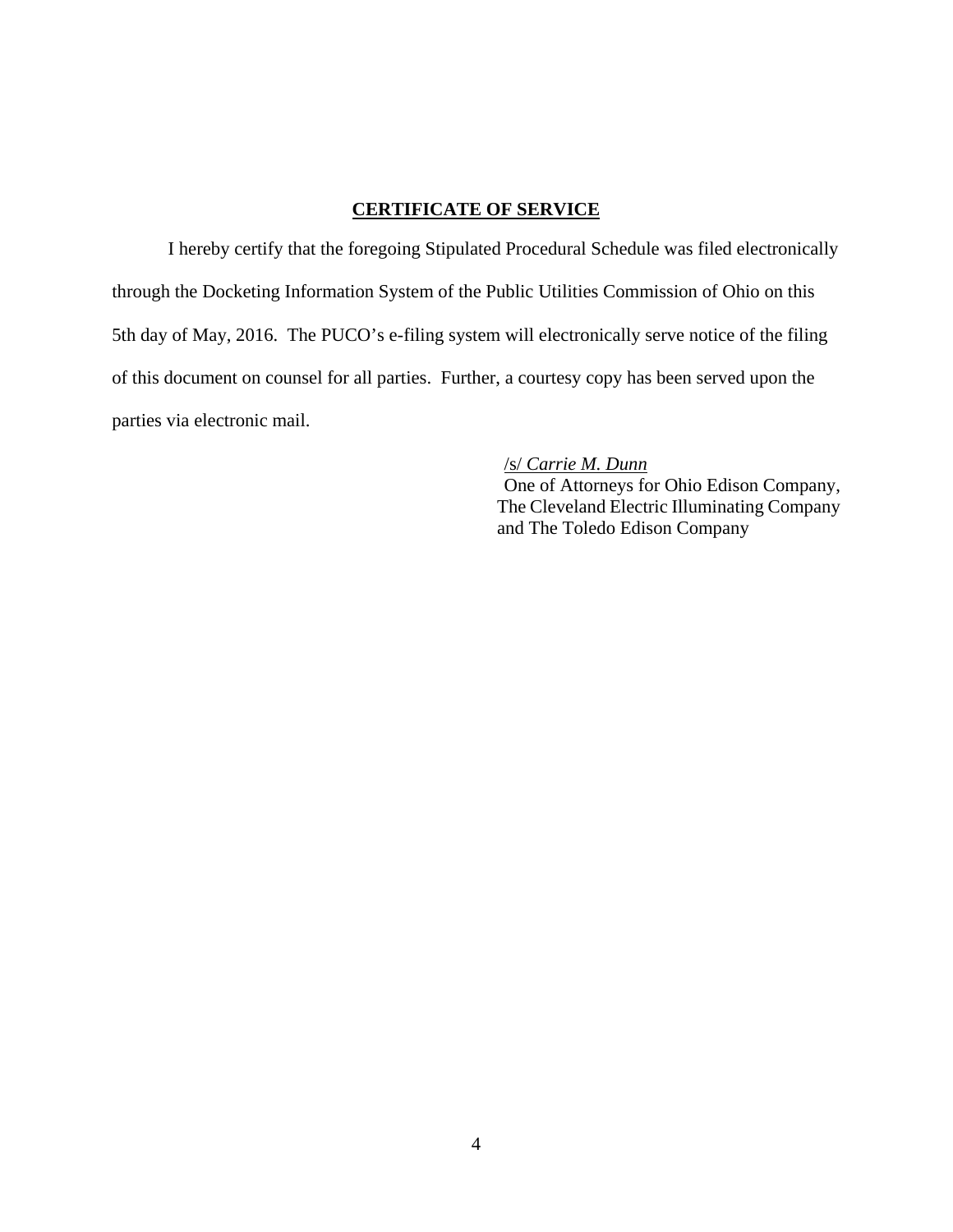**CERTIFICATE OF SERVICE**

I hereby certify that the foregoing Stipulated Procedural Schedule was filed electronically through the Docketing Information System of the Public Utilities Commission of Ohio on this 5th day of May, 2016. The PUCO's e-filing system will electronically serve notice of the filing of this document on counsel for all parties. Further, a courtesy copy has been served upon the parties via electronic mail.

/s/ *Carrie M. Dunn*
One of Attorneys for Ohio Edison Company,
The Cleveland Electric Illuminating Company
and The Toledo Edison Company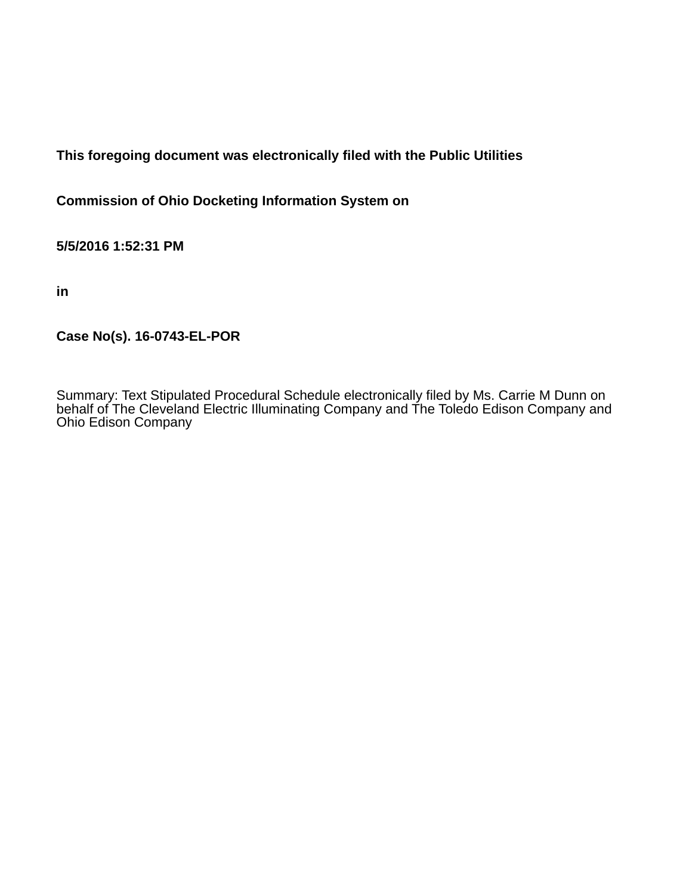**This foregoing document was electronically filed with the Public Utilities**

**Commission of Ohio Docketing Information System on**

**5/5/2016 1:52:31 PM**

**in**

**Case No(s). 16-0743-EL-POR**

Summary: Text Stipulated Procedural Schedule electronically filed by Ms. Carrie M Dunn on behalf of The Cleveland Electric Illuminating Company and The Toledo Edison Company and Ohio Edison Company